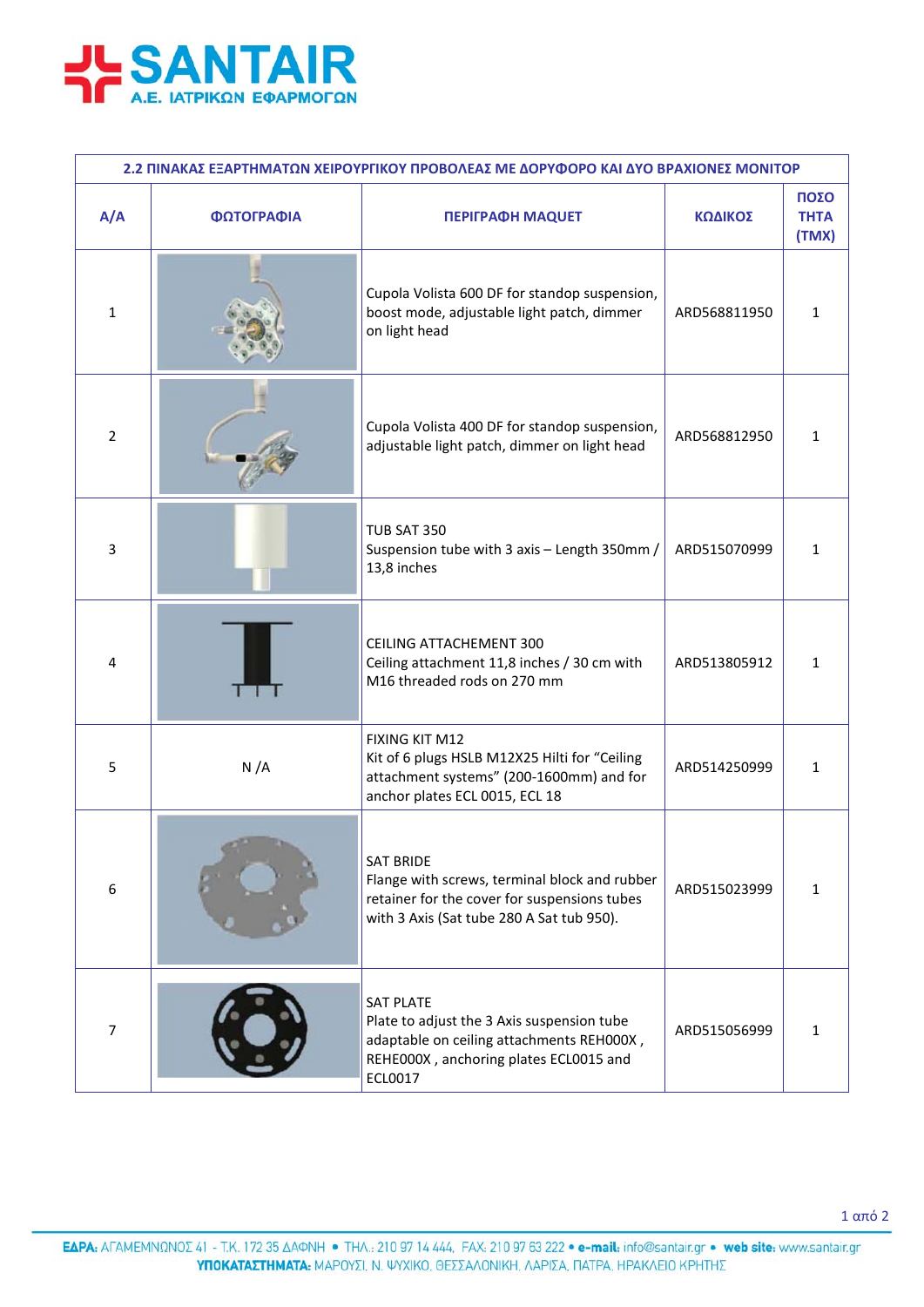**SANTAIR**
**Α.Ε. ΙΑΤΡΙΚΩΝ ΕΦΑΡΜΟΓΩΝ**

| 2.2 ΠΙΝΑΚΑΣ ΕΞΑΡΤΗΜΑΤΩΝ ΧΕΙΡΟΥΡΓΙΚΟΥ ΠΡΟΒΟΛΕΑΣ ΜΕ ΔΟΡΥΦΟΡΟ ΚΑΙ ΔΥΟ ΒΡΑΧΙΟΝΕΣ ΜΟΝΙΤΟΡ | | | | |
|---|---|---|---|---|
| **Α/Α** | **ΦΩΤΟΓΡΑΦΙΑ** | **ΠΕΡΙΓΡΑΦΗ MAQUET** | **ΚΩΔΙΚΟΣ** | **ΠΟΣΟΤΗΤΑ (ΤΜΧ)** |
| 1 | | Cupola Volista 600 DF for standop suspension, boost mode, adjustable light patch, dimmer on light head | ARD568811950 | 1 |
| 2 | | Cupola Volista 400 DF for standop suspension, adjustable light patch, dimmer on light head | ARD568812950 | 1 |
| 3 | | TUB SAT 350<br>Suspension tube with 3 axis – Length 350mm / 13,8 inches | ARD515070999 | 1 |
| 4 | | CEILING ATTACHEMENT 300<br>Ceiling attachment 11,8 inches / 30 cm with M16 threaded rods on 270 mm | ARD513805912 | 1 |
| 5 | N /A | FIXING KIT M12<br>Kit of 6 plugs HSLB M12X25 Hilti for "Ceiling attachment systems" (200-1600mm) and for anchor plates ECL 0015, ECL 18 | ARD514250999 | 1 |
| 6 | | SAT BRIDE<br>Flange with screws, terminal block and rubber retainer for the cover for suspensions tubes with 3 Axis (Sat tube 280 A Sat tub 950). | ARD515023999 | 1 |
| 7 | | SAT PLATE<br>Plate to adjust the 3 Axis suspension tube adaptable on ceiling attachments REH000X , REHE000X , anchoring plates ECL0015 and ECL0017 | ARD515056999 | 1 |

**ΕΔΡΑ:** ΑΓΑΜΕΜΝΟΝΟΣ 41 - Τ.Κ. 172 35 ΔΑΦΝΗ • ΤΗΛ.: 210 97 14 444, FAX: 210 97 63 222 • **e-mail:** info@santair.gr • **web site:** www.santair.gr
**ΥΠΟΚΑΤΑΣΤΗΜΑΤΑ:** ΜΑΡΟΥΣΙ, Ν. ΨΥΧΙΚΟ, ΘΕΣΣΑΛΟΝΙΚΗ, ΛΑΡΙΣΑ, ΠΑΤΡΑ, ΗΡΑΚΛΕΙΟ ΚΡΗΤΗΣ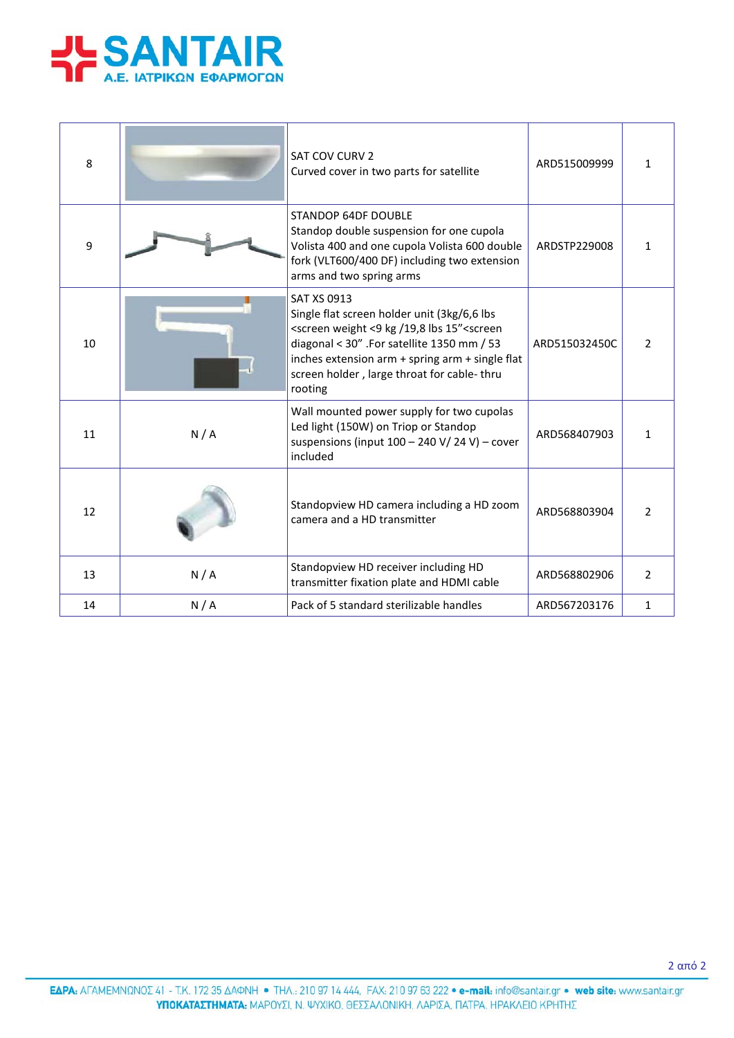# SANTAIR
A.E. ΙΑΤΡΙΚΩΝ ΕΦΑΡΜΟΓΩΝ

| | | | | |
|---|---|---|---|---|
| 8 | | SAT COV CURV 2<br>Curved cover in two parts for satellite | ARD515009999 | 1 |
| 9 | | STANDOP 64DF DOUBLE<br>Standop double suspension for one cupola Volista 400 and one cupola Volista 600 double fork (VLT600/400 DF) including two extension arms and two spring arms | ARDSTP229008 | 1 |
| 10 | | SAT XS 0913<br>Single flat screen holder unit (3kg/6,6 lbs <screen weight <9 kg /19,8 lbs 15"<screen diagonal < 30" .For satellite 1350 mm / 53 inches extension arm + spring arm + single flat screen holder , large throat for cable- thru rooting | ARD515032450C | 2 |
| 11 | N / A | Wall mounted power supply for two cupolas Led light (150W) on Triop or Standop suspensions (input 100 – 240 V/ 24 V) – cover included | ARD568407903 | 1 |
| 12 | | Standopview HD camera including a HD zoom camera and a HD transmitter | ARD568803904 | 2 |
| 13 | N / A | Standopview HD receiver including HD transmitter fixation plate and HDMI cable | ARD568802906 | 2 |
| 14 | N / A | Pack of 5 standard sterilizable handles | ARD567203176 | 1 |

**ΕΔΡΑ:** ΑΓΑΜΕΜΝΟΝΟΣ 41 - Τ.Κ. 172 35 ΔΑΦΝΗ • ΤΗΛ.: 210 97 14 444, FAX: 210 97 63 222 • **e-mail:** info@santair.gr • **web site:** www.santair.gr
**ΥΠΟΚΑΤΑΣΤΗΜΑΤΑ:** ΜΑΡΟΥΣΙ, Ν. ΨΥΧΙΚΟ, ΘΕΣΣΑΛΟΝΙΚΗ, ΛΑΡΙΣΑ, ΠΑΤΡΑ, ΗΡΑΚΛΕΙΟ ΚΡΗΤΗΣ